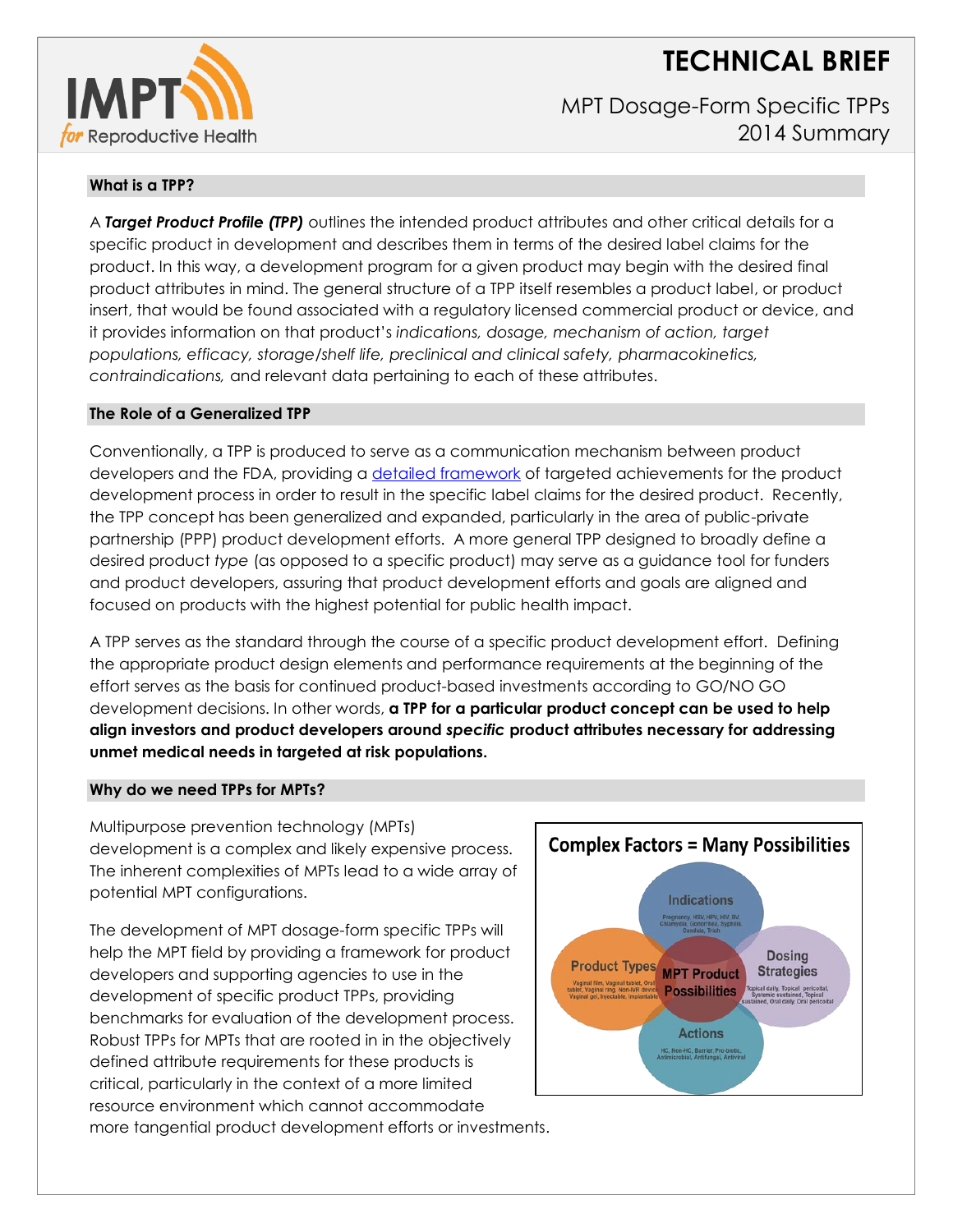# TECHNICAL BRIEF

## MPT Dosage-Form Specific TPPs
## 2014 Summary

### What is a TPP?

A ***Target Product Profile (TPP)*** outlines the intended product attributes and other critical details for a specific product in development and describes them in terms of the desired label claims for the product. In this way, a development program for a given product may begin with the desired final product attributes in mind. The general structure of a TPP itself resembles a product label, or product insert, that would be found associated with a regulatory licensed commercial product or device, and it provides information on that product's *indications, dosage, mechanism of action, target populations, efficacy, storage/shelf life, preclinical and clinical safety, pharmacokinetics, contraindications,* and relevant data pertaining to each of these attributes.

### The Role of a Generalized TPP

Conventionally, a TPP is produced to serve as a communication mechanism between product developers and the FDA, providing a detailed framework of targeted achievements for the product development process in order to result in the specific label claims for the desired product. Recently, the TPP concept has been generalized and expanded, particularly in the area of public-private partnership (PPP) product development efforts. A more general TPP designed to broadly define a desired product *type* (as opposed to a specific product) may serve as a guidance tool for funders and product developers, assuring that product development efforts and goals are aligned and focused on products with the highest potential for public health impact.

A TPP serves as the standard through the course of a specific product development effort. Defining the appropriate product design elements and performance requirements at the beginning of the effort serves as the basis for continued product-based investments according to GO/NO GO development decisions. In other words, **a TPP for a particular product concept can be used to help align investors and product developers around *specific* product attributes necessary for addressing unmet medical needs in targeted at risk populations.**

### Why do we need TPPs for MPTs?

Multipurpose prevention technology (MPTs) development is a complex and likely expensive process. The inherent complexities of MPTs lead to a wide array of potential MPT configurations.

The development of MPT dosage-form specific TPPs will help the MPT field by providing a framework for product developers and supporting agencies to use in the development of specific product TPPs, providing benchmarks for evaluation of the development process. Robust TPPs for MPTs that are rooted in in the objectively defined attribute requirements for these products is critical, particularly in the context of a more limited resource environment which cannot accommodate more tangential product development efforts or investments.

**Complex Factors = Many Possibilities**

- **Indications:** Pregnancy, HSV, HPV, HIV, BV, Chlamydia, Gonorrhea, Syphilis, Candida, Trich
- **Product Types:** Vaginal film, Vaginal tablet, Oral tablet, Vaginal ring, Non-IVR device, Vaginal gel, Injectable, Implantable
- **Dosing Strategies:** Topical daily, Topical pericoital, Systemic sustained, Topical sustained, Oral daily, Oral pericoital
- **Actions:** HC, Non-HC, Barrier, Pro-biotic, Antimicrobial, Antifungal, Antiviral
- **MPT Product Possibilities**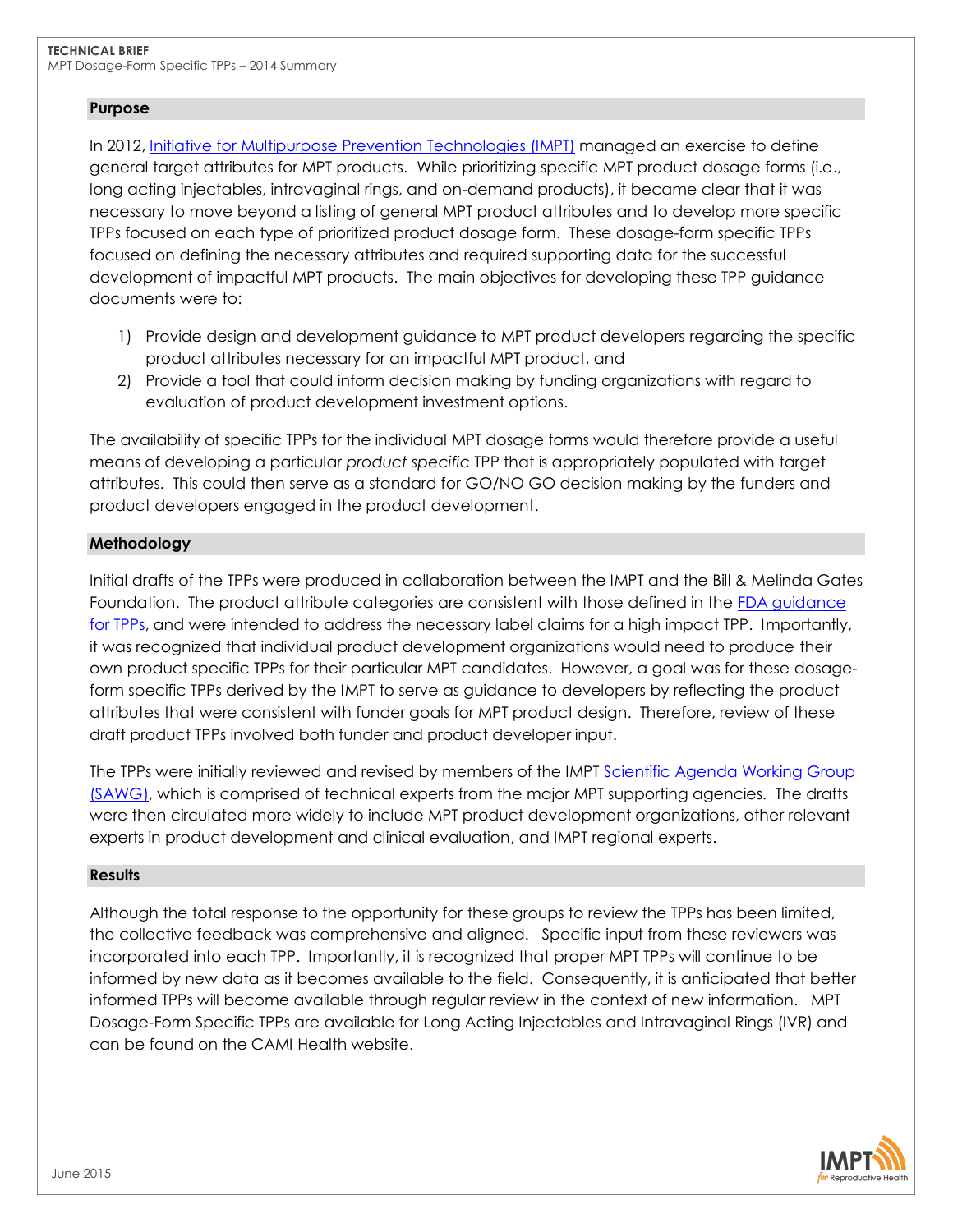## Purpose

In 2012, [Initiative for Multipurpose Prevention Technologies (IMPT)]() managed an exercise to define general target attributes for MPT products. While prioritizing specific MPT product dosage forms (i.e., long acting injectables, intravaginal rings, and on-demand products), it became clear that it was necessary to move beyond a listing of general MPT product attributes and to develop more specific TPPs focused on each type of prioritized product dosage form. These dosage-form specific TPPs focused on defining the necessary attributes and required supporting data for the successful development of impactful MPT products. The main objectives for developing these TPP guidance documents were to:

1) Provide design and development guidance to MPT product developers regarding the specific product attributes necessary for an impactful MPT product, and
2) Provide a tool that could inform decision making by funding organizations with regard to evaluation of product development investment options.

The availability of specific TPPs for the individual MPT dosage forms would therefore provide a useful means of developing a particular *product specific* TPP that is appropriately populated with target attributes. This could then serve as a standard for GO/NO GO decision making by the funders and product developers engaged in the product development.

## Methodology

Initial drafts of the TPPs were produced in collaboration between the IMPT and the Bill & Melinda Gates Foundation. The product attribute categories are consistent with those defined in the [FDA guidance for TPPs](), and were intended to address the necessary label claims for a high impact TPP. Importantly, it was recognized that individual product development organizations would need to produce their own product specific TPPs for their particular MPT candidates. However, a goal was for these dosage-form specific TPPs derived by the IMPT to serve as guidance to developers by reflecting the product attributes that were consistent with funder goals for MPT product design. Therefore, review of these draft product TPPs involved both funder and product developer input.

The TPPs were initially reviewed and revised by members of the IMPT [Scientific Agenda Working Group (SAWG)](), which is comprised of technical experts from the major MPT supporting agencies. The drafts were then circulated more widely to include MPT product development organizations, other relevant experts in product development and clinical evaluation, and IMPT regional experts.

## Results

Although the total response to the opportunity for these groups to review the TPPs has been limited, the collective feedback was comprehensive and aligned. Specific input from these reviewers was incorporated into each TPP. Importantly, it is recognized that proper MPT TPPs will continue to be informed by new data as it becomes available to the field. Consequently, it is anticipated that better informed TPPs will become available through regular review in the context of new information. MPT Dosage-Form Specific TPPs are available for Long Acting Injectables and Intravaginal Rings (IVR) and can be found on the CAMI Health website.